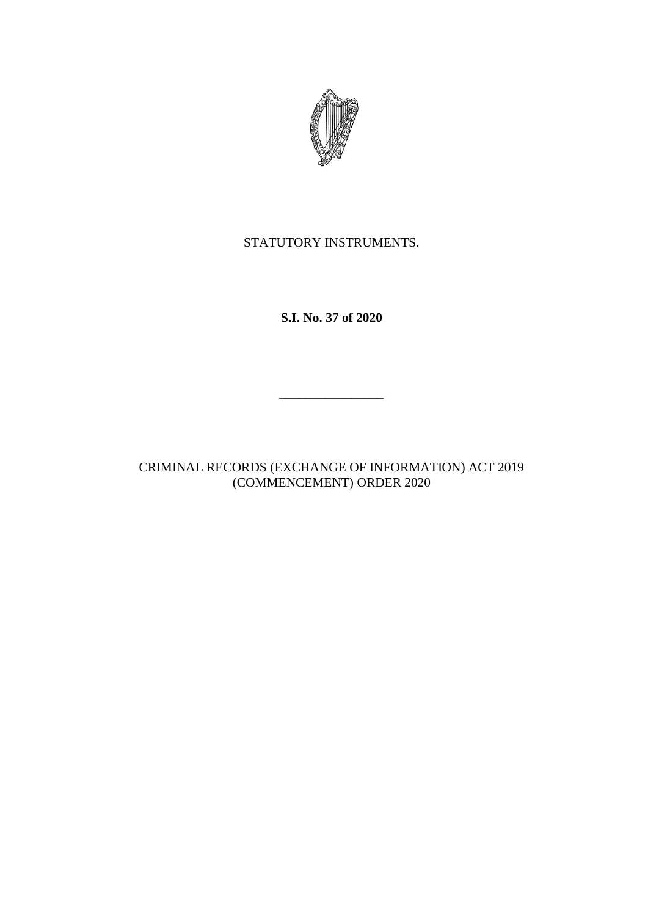STATUTORY INSTRUMENTS.

**S.I. No. 37 of 2020**

---

CRIMINAL RECORDS (EXCHANGE OF INFORMATION) ACT 2019 (COMMENCEMENT) ORDER 2020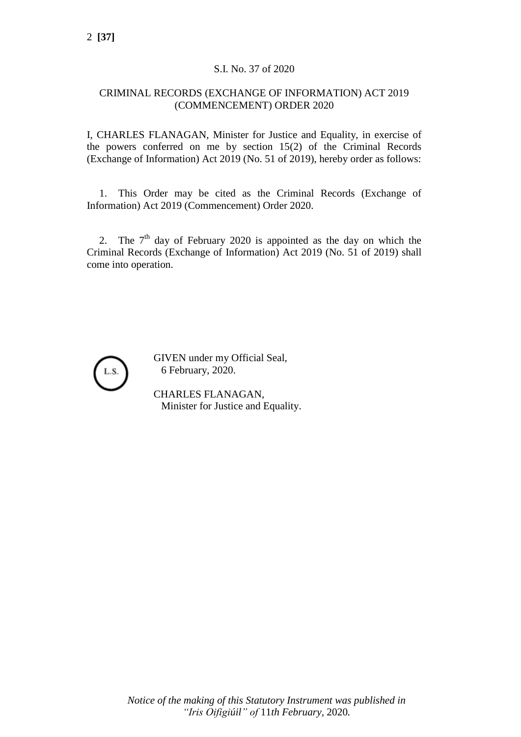S.I. No. 37 of 2020

CRIMINAL RECORDS (EXCHANGE OF INFORMATION) ACT 2019 (COMMENCEMENT) ORDER 2020

I, CHARLES FLANAGAN, Minister for Justice and Equality, in exercise of the powers conferred on me by section 15(2) of the Criminal Records (Exchange of Information) Act 2019 (No. 51 of 2019), hereby order as follows:

1. This Order may be cited as the Criminal Records (Exchange of Information) Act 2019 (Commencement) Order 2020.

2. The 7th day of February 2020 is appointed as the day on which the Criminal Records (Exchange of Information) Act 2019 (No. 51 of 2019) shall come into operation.

L.S.

GIVEN under my Official Seal,
6 February, 2020.

CHARLES FLANAGAN,
Minister for Justice and Equality.

*Notice of the making of this Statutory Instrument was published in "Iris Oifigiúil" of* 11*th February,* 2020*.*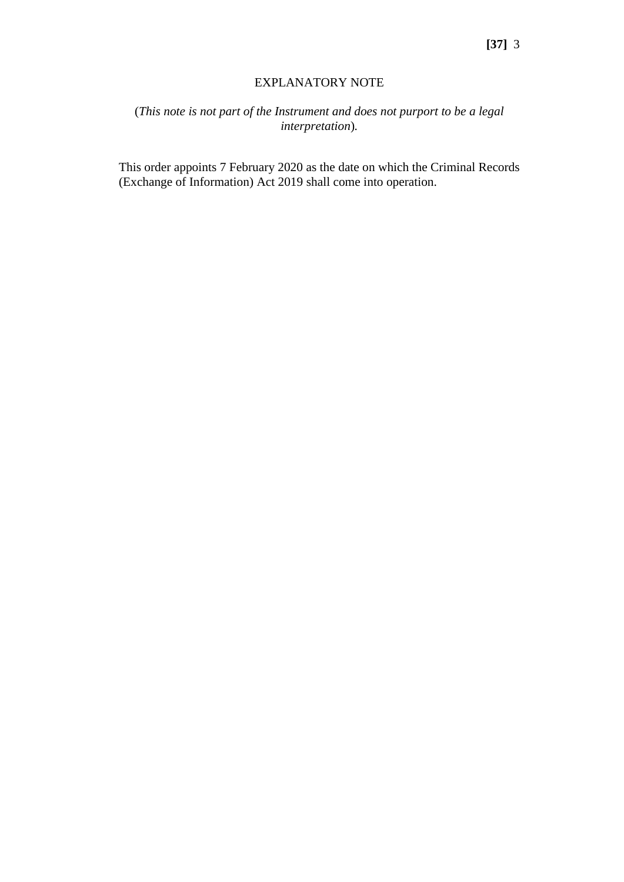## EXPLANATORY NOTE

(*This note is not part of the Instrument and does not purport to be a legal interpretation*).

This order appoints 7 February 2020 as the date on which the Criminal Records (Exchange of Information) Act 2019 shall come into operation.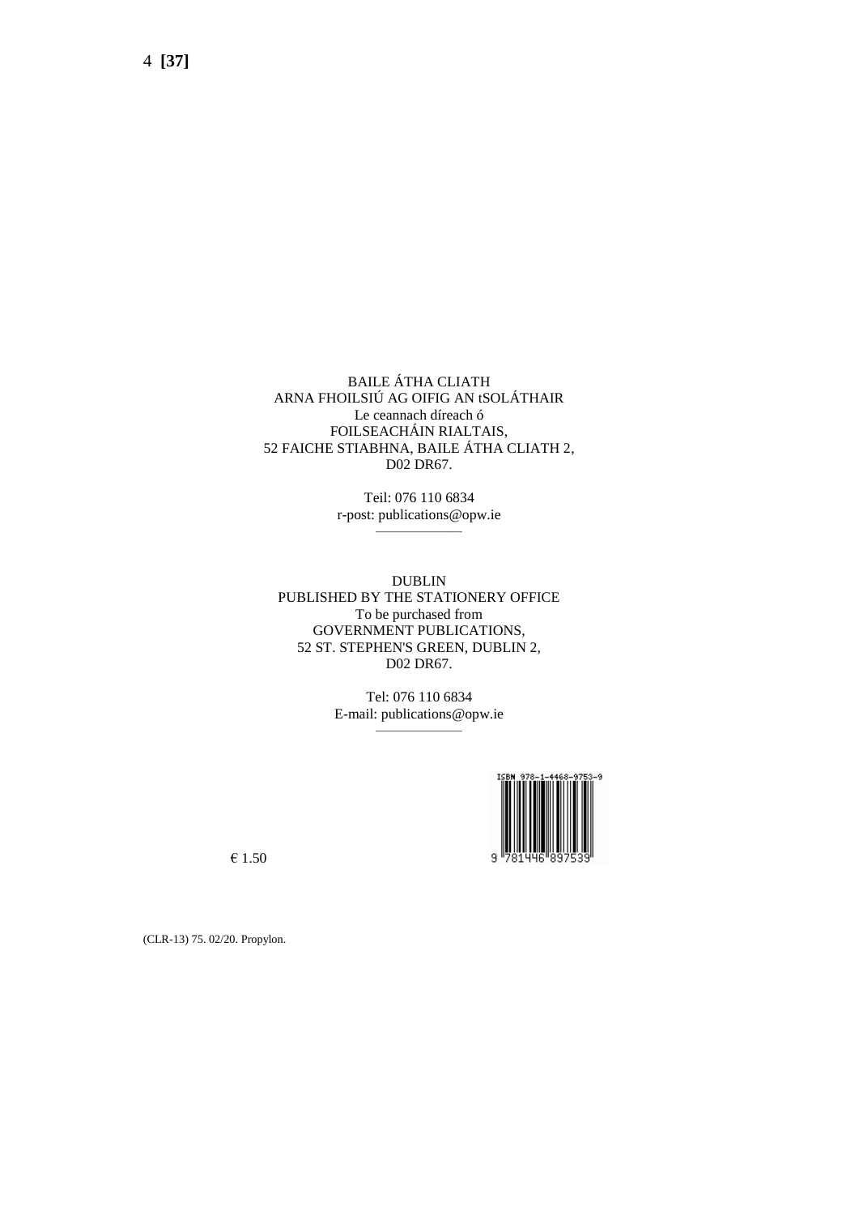BAILE ÁTHA CLIATH
ARNA FHOILSIÚ AG OIFIG AN tSOLÁTHAIR
Le ceannach díreach ó
FOILSEACHÁIN RIALTAIS,
52 FAICHE STIABHNA, BAILE ÁTHA CLIATH 2,
D02 DR67.

Teil: 076 110 6834
r-post: publications@opw.ie

---

DUBLIN
PUBLISHED BY THE STATIONERY OFFICE
To be purchased from
GOVERNMENT PUBLICATIONS,
52 ST. STEPHEN'S GREEN, DUBLIN 2,
D02 DR67.

Tel: 076 110 6834
E-mail: publications@opw.ie

---

ISBN 978-1-4468-9753-9

9 781446 897539

€ 1.50

(CLR-13) 75. 02/20. Propylon.